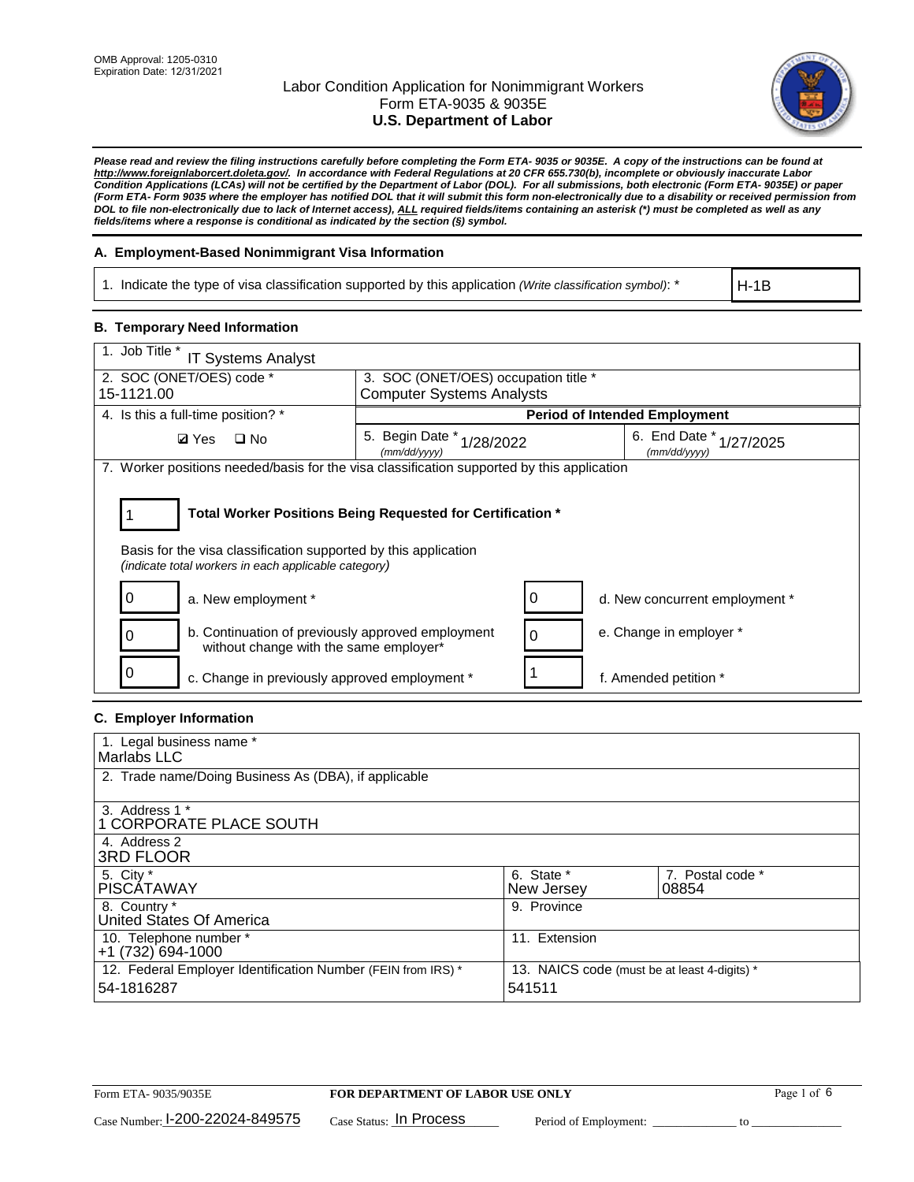OMB Approval: 1205-0310
Expiration Date: 12/31/2021

# Labor Condition Application for Nonimmigrant Workers
## Form ETA-9035 & 9035E
## U.S. Department of Labor

***Please read and review the filing instructions carefully before completing the Form ETA- 9035 or 9035E. A copy of the instructions can be found at http://www.foreignlaborcert.doleta.gov/. In accordance with Federal Regulations at 20 CFR 655.730(b), incomplete or obviously inaccurate Labor Condition Applications (LCAs) will not be certified by the Department of Labor (DOL). For all submissions, both electronic (Form ETA- 9035E) or paper (Form ETA- Form 9035 where the employer has notified DOL that it will submit this form non-electronically due to a disability or received permission from DOL to file non-electronically due to lack of Internet access), ALL required fields/items containing an asterisk (*) must be completed as well as any fields/items where a response is conditional as indicated by the section (§) symbol.***

### A. Employment-Based Nonimmigrant Visa Information

| 1. Indicate the type of visa classification supported by this application *(Write classification symbol)*: * | H-1B |
|---|---|

### B. Temporary Need Information

| 1. Job Title * IT Systems Analyst | | |
|---|---|---|
| 2. SOC (ONET/OES) code * 15-1121.00 | 3. SOC (ONET/OES) occupation title * Computer Systems Analysts | |
| 4. Is this a full-time position? * | **Period of Intended Employment** | |
| ☑ Yes ☐ No | 5. Begin Date * (mm/dd/yyyy) 1/28/2022 | 6. End Date * (mm/dd/yyyy) 1/27/2025 |

7. Worker positions needed/basis for the visa classification supported by this application

1 — **Total Worker Positions Being Requested for Certification ***

Basis for the visa classification supported by this application
*(indicate total workers in each applicable category)*

| | | | |
|---|---|---|---|
| 0 | a. New employment * | 0 | d. New concurrent employment * |
| 0 | b. Continuation of previously approved employment without change with the same employer* | 0 | e. Change in employer * |
| 0 | c. Change in previously approved employment * | 1 | f. Amended petition * |

### C. Employer Information

| | |
|---|---|
| 1. Legal business name * Marlabs LLC | |
| 2. Trade name/Doing Business As (DBA), if applicable | |
| 3. Address 1 * 1 CORPORATE PLACE SOUTH | |
| 4. Address 2 3RD FLOOR | |
| 5. City * PISCATAWAY | 6. State * New Jersey / 7. Postal code * 08854 |
| 8. Country * United States Of America | 9. Province |
| 10. Telephone number * +1 (732) 694-1000 | 11. Extension |
| 12. Federal Employer Identification Number (FEIN from IRS) * 54-1816287 | 13. NAICS code (must be at least 4-digits) * 541511 |

Form ETA- 9035/9035E — **FOR DEPARTMENT OF LABOR USE ONLY**

Case Number: I-200-22024-849575 Case Status: In Process Period of Employment: _____________ to _______________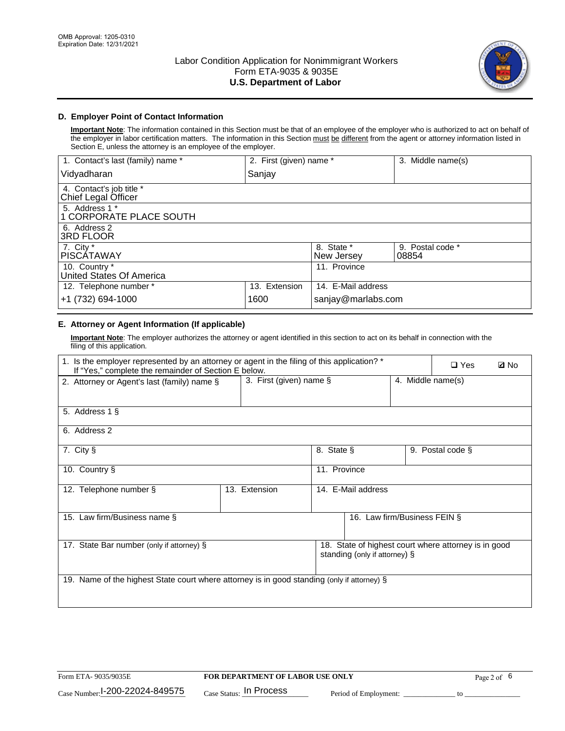OMB Approval: 1205-0310
Expiration Date: 12/31/2021

# Labor Condition Application for Nonimmigrant Workers
## Form ETA-9035 & 9035E
## U.S. Department of Labor

### D. Employer Point of Contact Information

**Important Note**: The information contained in this Section must be that of an employee of the employer who is authorized to act on behalf of the employer in labor certification matters. The information in this Section must be different from the agent or attorney information listed in Section E, unless the attorney is an employee of the employer.

| 1. Contact's last (family) name * | 2. First (given) name * | 3. Middle name(s) |
|---|---|---|
| Vidyadharan | Sanjay | |

| 4. Contact's job title * |
|---|
| Chief Legal Officer |

| 5. Address 1 * |
|---|
| 1 CORPORATE PLACE SOUTH |

| 6. Address 2 |
|---|
| 3RD FLOOR |

| 7. City * | 8. State * | 9. Postal code * |
|---|---|---|
| PISCATAWAY | New Jersey | 08854 |

| 10. Country * | 11. Province |
|---|---|
| United States Of America | |

| 12. Telephone number * | 13. Extension | 14. E-Mail address |
|---|---|---|
| +1 (732) 694-1000 | 1600 | sanjay@marlabs.com |

### E. Attorney or Agent Information (If applicable)

**Important Note**: The employer authorizes the attorney or agent identified in this section to act on its behalf in connection with the filing of this application.

| 1. Is the employer represented by an attorney or agent in the filing of this application? * If "Yes," complete the remainder of Section E below. | ❑ Yes | ☑ No |
|---|---|---|

| 2. Attorney or Agent's last (family) name § | 3. First (given) name § | 4. Middle name(s) |
|---|---|---|
| | | |

| 5. Address 1 § |
|---|
| |

| 6. Address 2 |
|---|
| |

| 7. City § | 8. State § | 9. Postal code § |
|---|---|---|
| | | |

| 10. Country § | 11. Province |
|---|---|
| | |

| 12. Telephone number § | 13. Extension | 14. E-Mail address |
|---|---|---|
| | | |

| 15. Law firm/Business name § | 16. Law firm/Business FEIN § |
|---|---|
| | |

| 17. State Bar number (only if attorney) § | 18. State of highest court where attorney is in good standing (only if attorney) § |
|---|---|
| | |

| 19. Name of the highest State court where attorney is in good standing (only if attorney) § |
|---|
| |

Form ETA- 9035/9035E | **FOR DEPARTMENT OF LABOR USE ONLY**

Case Number: I-200-22024-849575 Case Status: In Process Period of Employment: _____________ to _______________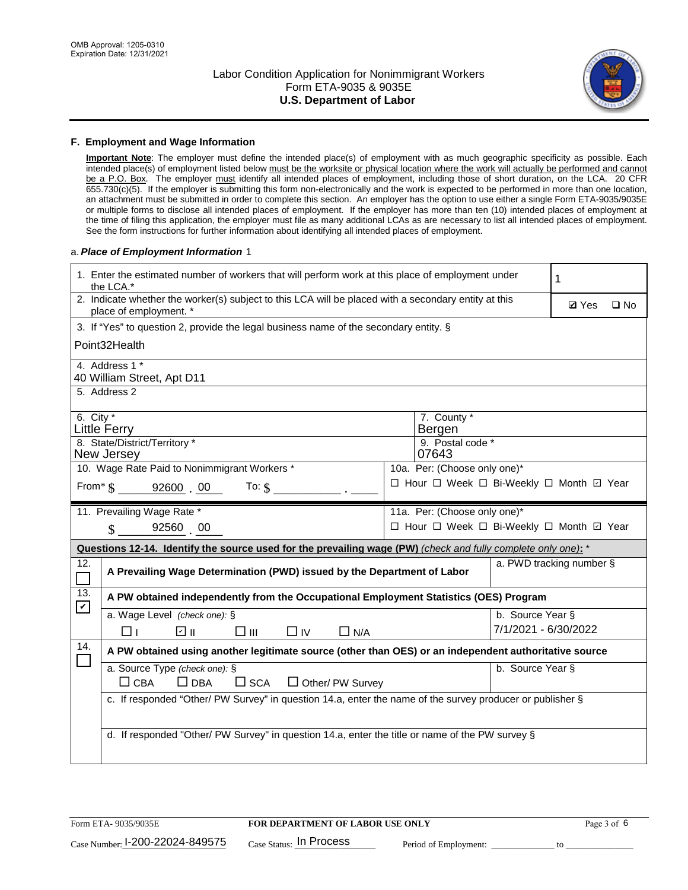## F. Employment and Wage Information

**Important Note**: The employer must define the intended place(s) of employment with as much geographic specificity as possible. Each intended place(s) of employment listed below must be the worksite or physical location where the work will actually be performed and cannot be a P.O. Box. The employer must identify all intended places of employment, including those of short duration, on the LCA. 20 CFR 655.730(c)(5). If the employer is submitting this form non-electronically and the work is expected to be performed in more than one location, an attachment must be submitted in order to complete this section. An employer has the option to use either a single Form ETA-9035/9035E or multiple forms to disclose all intended places of employment. If the employer has more than ten (10) intended places of employment at the time of filing this application, the employer must file as many additional LCAs as are necessary to list all intended places of employment. See the form instructions for further information about identifying all intended places of employment.

a. ***Place of Employment Information*** 1

| | |
|---|---|
| 1. Enter the estimated number of workers that will perform work at this place of employment under the LCA.* | 1 |
| 2. Indicate whether the worker(s) subject to this LCA will be placed with a secondary entity at this place of employment. * | ☑ Yes ☐ No |
| 3. If "Yes" to question 2, provide the legal business name of the secondary entity. § Point32Health | |
| 4. Address 1 * 40 William Street, Apt D11 | |
| 5. Address 2 | |
| 6. City * Little Ferry | 7. County * Bergen |
| 8. State/District/Territory * New Jersey | 9. Postal code * 07643 |
| 10. Wage Rate Paid to Nonimmigrant Workers * From* $ 92600 . 00 To: $ \_\_\_\_ . \_\_\_\_ | 10a. Per: (Choose only one)* ☐ Hour ☐ Week ☐ Bi-Weekly ☐ Month ☑ Year |
| 11. Prevailing Wage Rate * $ 92560 . 00 | 11a. Per: (Choose only one)* ☐ Hour ☐ Week ☐ Bi-Weekly ☐ Month ☑ Year |

**Questions 12-14. Identify the source used for the prevailing wage (PW)** *(check and fully complete only one)*: *

| | | |
|---|---|---|
| 12. ☐ | **A Prevailing Wage Determination (PWD) issued by the Department of Labor** | a. PWD tracking number § |
| 13. ☑ | **A PW obtained independently from the Occupational Employment Statistics (OES) Program** | |
| | a. Wage Level *(check one)*: § ☐ I ☑ II ☐ III ☐ IV ☐ N/A | b. Source Year § 7/1/2021 - 6/30/2022 |
| 14. ☐ | **A PW obtained using another legitimate source (other than OES) or an independent authoritative source** | |
| | a. Source Type *(check one)*: § ☐ CBA ☐ DBA ☐ SCA ☐ Other/ PW Survey | b. Source Year § |
| | c. If responded "Other/ PW Survey" in question 14.a, enter the name of the survey producer or publisher § | |
| | d. If responded "Other/ PW Survey" in question 14.a, enter the title or name of the PW survey § | |

Form ETA- 9035/9035E **FOR DEPARTMENT OF LABOR USE ONLY**

Case Number: I-200-22024-849575 Case Status: In Process Period of Employment: \_\_\_\_\_\_\_\_ to \_\_\_\_\_\_\_\_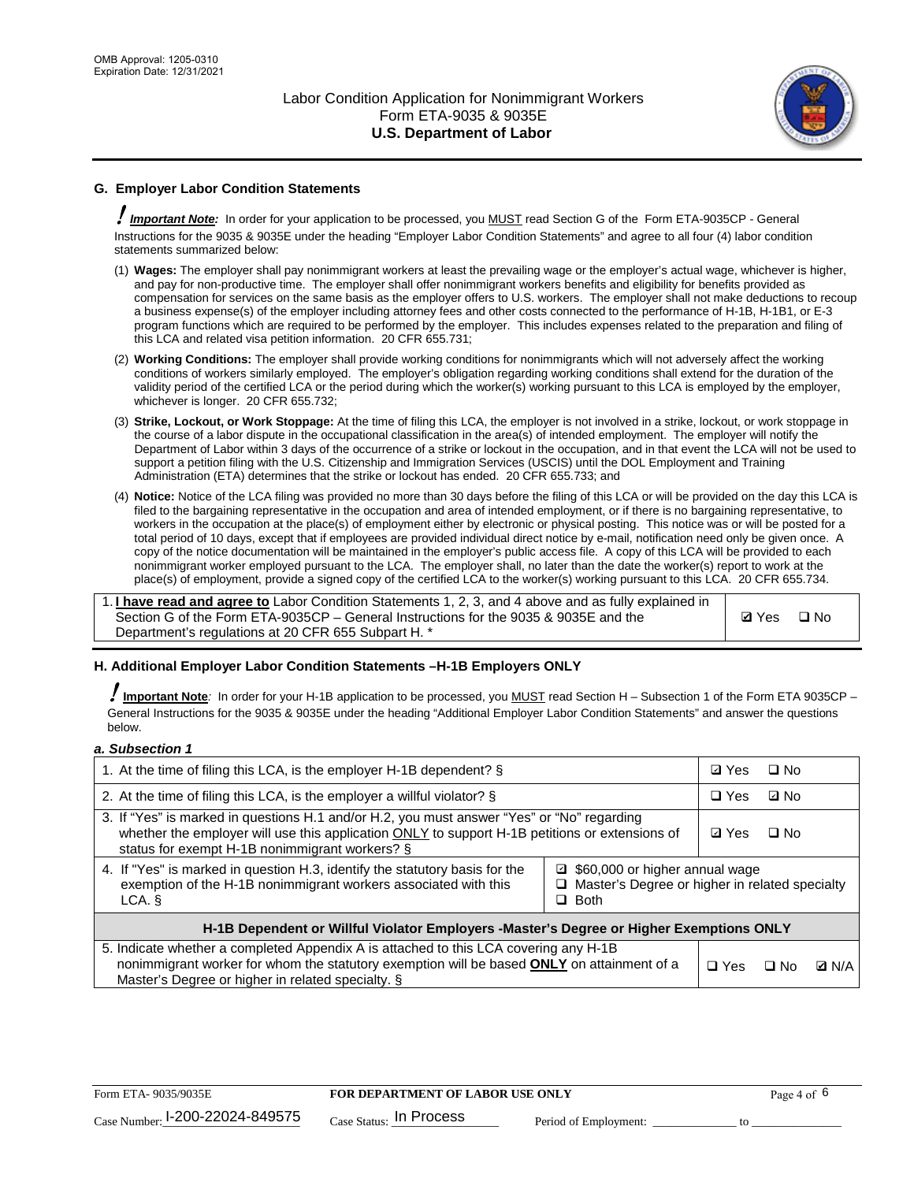## G. Employer Labor Condition Statements

**! *Important Note:*** In order for your application to be processed, you MUST read Section G of the Form ETA-9035CP - General Instructions for the 9035 & 9035E under the heading "Employer Labor Condition Statements" and agree to all four (4) labor condition statements summarized below:

(1) **Wages:** The employer shall pay nonimmigrant workers at least the prevailing wage or the employer's actual wage, whichever is higher, and pay for non-productive time. The employer shall offer nonimmigrant workers benefits and eligibility for benefits provided as compensation for services on the same basis as the employer offers to U.S. workers. The employer shall not make deductions to recoup a business expense(s) of the employer including attorney fees and other costs connected to the performance of H-1B, H-1B1, or E-3 program functions which are required to be performed by the employer. This includes expenses related to the preparation and filing of this LCA and related visa petition information. 20 CFR 655.731;

(2) **Working Conditions:** The employer shall provide working conditions for nonimmigrants which will not adversely affect the working conditions of workers similarly employed. The employer's obligation regarding working conditions shall extend for the duration of the validity period of the certified LCA or the period during which the worker(s) working pursuant to this LCA is employed by the employer, whichever is longer. 20 CFR 655.732;

(3) **Strike, Lockout, or Work Stoppage:** At the time of filing this LCA, the employer is not involved in a strike, lockout, or work stoppage in the course of a labor dispute in the occupational classification in the area(s) of intended employment. The employer will notify the Department of Labor within 3 days of the occurrence of a strike or lockout in the occupation, and in that event the LCA will not be used to support a petition filing with the U.S. Citizenship and Immigration Services (USCIS) until the DOL Employment and Training Administration (ETA) determines that the strike or lockout has ended. 20 CFR 655.733; and

(4) **Notice:** Notice of the LCA filing was provided no more than 30 days before the filing of this LCA or will be provided on the day this LCA is filed to the bargaining representative in the occupation and area of intended employment, or if there is no bargaining representative, to workers in the occupation at the place(s) of employment either by electronic or physical posting. This notice was or will be posted for a total period of 10 days, except that if employees are provided individual direct notice by e-mail, notification need only be given once. A copy of the notice documentation will be maintained in the employer's public access file. A copy of this LCA will be provided to each nonimmigrant worker employed pursuant to the LCA. The employer shall, no later than the date the worker(s) report to work at the place(s) of employment, provide a signed copy of the certified LCA to the worker(s) working pursuant to this LCA. 20 CFR 655.734.

| | |
|---|---|
| 1. **I have read and agree to** Labor Condition Statements 1, 2, 3, and 4 above and as fully explained in Section G of the Form ETA-9035CP – General Instructions for the 9035 & 9035E and the Department's regulations at 20 CFR 655 Subpart H. * | ☑ Yes ☐ No |

## H. Additional Employer Labor Condition Statements –H-1B Employers ONLY

**! Important Note***:* In order for your H-1B application to be processed, you MUST read Section H – Subsection 1 of the Form ETA 9035CP – General Instructions for the 9035 & 9035E under the heading "Additional Employer Labor Condition Statements" and answer the questions below.

### *a. Subsection 1*

| | | |
|---|---|---|
| 1. At the time of filing this LCA, is the employer H-1B dependent? § | | ☑ Yes ☐ No |
| 2. At the time of filing this LCA, is the employer a willful violator? § | | ☐ Yes ☑ No |
| 3. If "Yes" is marked in questions H.1 and/or H.2, you must answer "Yes" or "No" regarding whether the employer will use this application ONLY to support H-1B petitions or extensions of status for exempt H-1B nonimmigrant workers? § | | ☑ Yes ☐ No |
| 4. If "Yes" is marked in question H.3, identify the statutory basis for the exemption of the H-1B nonimmigrant workers associated with this LCA. § | ☑ $60,000 or higher annual wage<br>☐ Master's Degree or higher in related specialty<br>☐ Both | |
| **H-1B Dependent or Willful Violator Employers -Master's Degree or Higher Exemptions ONLY** | | |
| 5. Indicate whether a completed Appendix A is attached to this LCA covering any H-1B nonimmigrant worker for whom the statutory exemption will be based **ONLY** on attainment of a Master's Degree or higher in related specialty. § | | ☐ Yes ☐ No ☑ N/A |

Form ETA- 9035/9035E | **FOR DEPARTMENT OF LABOR USE ONLY**
Case Number: I-200-22024-849575 Case Status: In Process Period of Employment: _____________ to _____________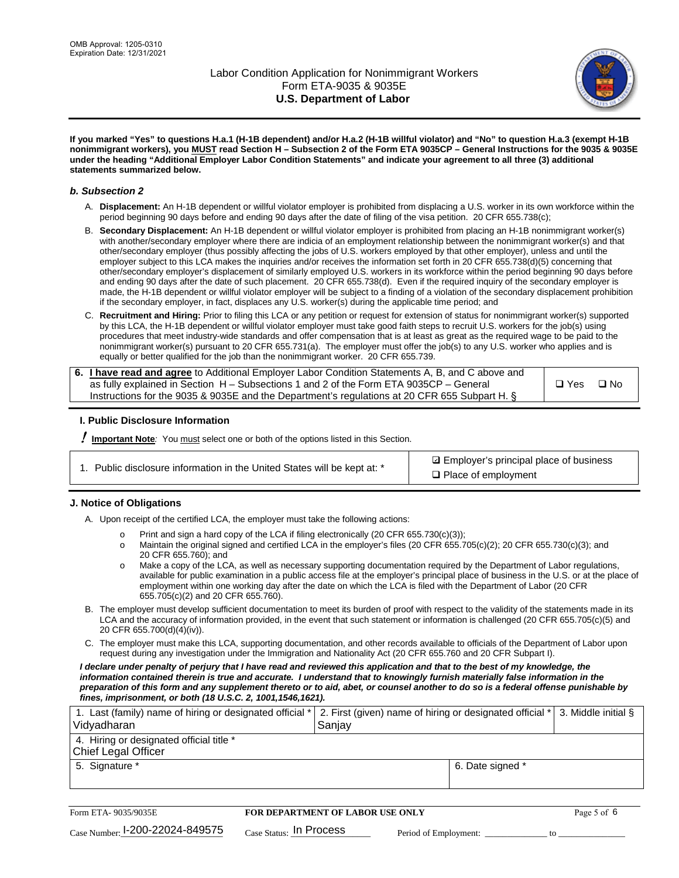**If you marked "Yes" to questions H.a.1 (H-1B dependent) and/or H.a.2 (H-1B willful violator) and "No" to question H.a.3 (exempt H-1B nonimmigrant workers), you MUST read Section H – Subsection 2 of the Form ETA 9035CP – General Instructions for the 9035 & 9035E under the heading "Additional Employer Labor Condition Statements" and indicate your agreement to all three (3) additional statements summarized below.**

### *b. Subsection 2*

A. **Displacement:** An H-1B dependent or willful violator employer is prohibited from displacing a U.S. worker in its own workforce within the period beginning 90 days before and ending 90 days after the date of filing of the visa petition. 20 CFR 655.738(c);

B. **Secondary Displacement:** An H-1B dependent or willful violator employer is prohibited from placing an H-1B nonimmigrant worker(s) with another/secondary employer where there are indicia of an employment relationship between the nonimmigrant worker(s) and that other/secondary employer (thus possibly affecting the jobs of U.S. workers employed by that other employer), unless and until the employer subject to this LCA makes the inquiries and/or receives the information set forth in 20 CFR 655.738(d)(5) concerning that other/secondary employer's displacement of similarly employed U.S. workers in its workforce within the period beginning 90 days before and ending 90 days after the date of such placement. 20 CFR 655.738(d). Even if the required inquiry of the secondary employer is made, the H-1B dependent or willful violator employer will be subject to a finding of a violation of the secondary displacement prohibition if the secondary employer, in fact, displaces any U.S. worker(s) during the applicable time period; and

C. **Recruitment and Hiring:** Prior to filing this LCA or any petition or request for extension of status for nonimmigrant worker(s) supported by this LCA, the H-1B dependent or willful violator employer must take good faith steps to recruit U.S. workers for the job(s) using procedures that meet industry-wide standards and offer compensation that is at least as great as the required wage to be paid to the nonimmigrant worker(s) pursuant to 20 CFR 655.731(a). The employer must offer the job(s) to any U.S. worker who applies and is equally or better qualified for the job than the nonimmigrant worker. 20 CFR 655.739.

| 6. **I have read and agree** to Additional Employer Labor Condition Statements A, B, and C above and as fully explained in Section H – Subsections 1 and 2 of the Form ETA 9035CP – General Instructions for the 9035 & 9035E and the Department's regulations at 20 CFR 655 Subpart H. § | ❑ Yes ❑ No |
|---|---|

### I. Public Disclosure Information

**! Important Note***:* You must select one or both of the options listed in this Section.

| 1. Public disclosure information in the United States will be kept at: * | ☑ Employer's principal place of business<br>❑ Place of employment |
|---|---|

### J. Notice of Obligations

A. Upon receipt of the certified LCA, the employer must take the following actions:

- o Print and sign a hard copy of the LCA if filing electronically (20 CFR 655.730(c)(3));
- o Maintain the original signed and certified LCA in the employer's files (20 CFR 655.705(c)(2); 20 CFR 655.730(c)(3); and 20 CFR 655.760); and
- o Make a copy of the LCA, as well as necessary supporting documentation required by the Department of Labor regulations, available for public examination in a public access file at the employer's principal place of business in the U.S. or at the place of employment within one working day after the date on which the LCA is filed with the Department of Labor (20 CFR 655.705(c)(2) and 20 CFR 655.760).

B. The employer must develop sufficient documentation to meet its burden of proof with respect to the validity of the statements made in its LCA and the accuracy of information provided, in the event that such statement or information is challenged (20 CFR 655.705(c)(5) and 20 CFR 655.700(d)(4)(iv)).

C. The employer must make this LCA, supporting documentation, and other records available to officials of the Department of Labor upon request during any investigation under the Immigration and Nationality Act (20 CFR 655.760 and 20 CFR Subpart I).

***I declare under penalty of perjury that I have read and reviewed this application and that to the best of my knowledge, the information contained therein is true and accurate. I understand that to knowingly furnish materially false information in the preparation of this form and any supplement thereto or to aid, abet, or counsel another to do so is a federal offense punishable by fines, imprisonment, or both (18 U.S.C. 2, 1001,1546,1621).***

| 1. Last (family) name of hiring or designated official *<br>Vidyadharan | 2. First (given) name of hiring or designated official *<br>Sanjay | 3. Middle initial § |
|---|---|---|
| 4. Hiring or designated official title *<br>Chief Legal Officer | | |
| 5. Signature * | 6. Date signed * | |

Form ETA- 9035/9035E | **FOR DEPARTMENT OF LABOR USE ONLY**

Case Number: I-200-22024-849575 Case Status: In Process Period of Employment: _____________ to _____________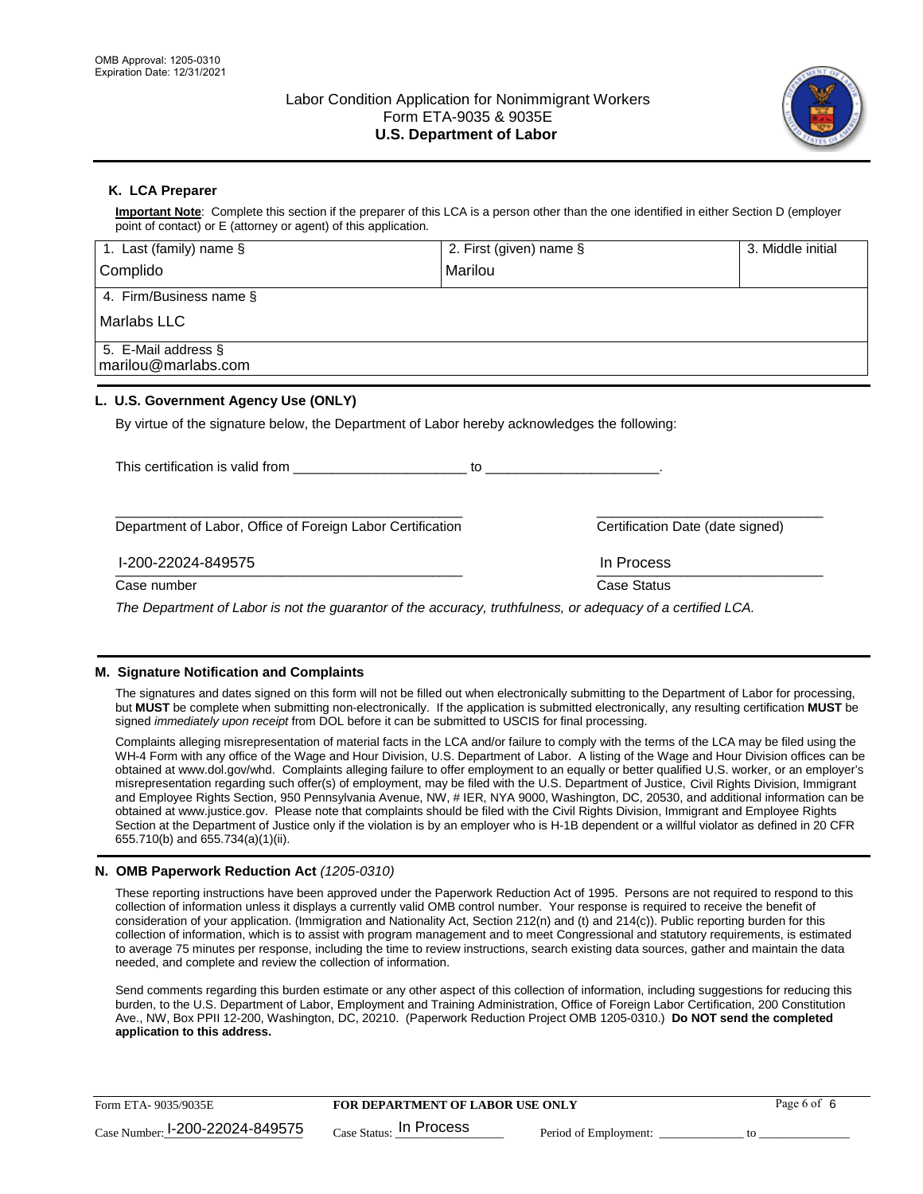OMB Approval: 1205-0310
Expiration Date: 12/31/2021

# Labor Condition Application for Nonimmigrant Workers
## Form ETA-9035 & 9035E
## U.S. Department of Labor

### K. LCA Preparer

**Important Note**: Complete this section if the preparer of this LCA is a person other than the one identified in either Section D (employer point of contact) or E (attorney or agent) of this application.

| 1. Last (family) name § | 2. First (given) name § | 3. Middle initial |
|---|---|---|
| Complido | Marilou | |
| 4. Firm/Business name § | | |
| Marlabs LLC | | |
| 5. E-Mail address § | | |
| marilou@marlabs.com | | |

### L. U.S. Government Agency Use (ONLY)

By virtue of the signature below, the Department of Labor hereby acknowledges the following:

This certification is valid from _______________________ to _______________________.

_______________________________________________
Department of Labor, Office of Foreign Labor Certification

_______________________________
Certification Date (date signed)

I-200-22024-849575
Case number

In Process
Case Status

*The Department of Labor is not the guarantor of the accuracy, truthfulness, or adequacy of a certified LCA.*

### M. Signature Notification and Complaints

The signatures and dates signed on this form will not be filled out when electronically submitting to the Department of Labor for processing, but **MUST** be complete when submitting non-electronically. If the application is submitted electronically, any resulting certification **MUST** be signed *immediately upon receipt* from DOL before it can be submitted to USCIS for final processing.

Complaints alleging misrepresentation of material facts in the LCA and/or failure to comply with the terms of the LCA may be filed using the WH-4 Form with any office of the Wage and Hour Division, U.S. Department of Labor. A listing of the Wage and Hour Division offices can be obtained at www.dol.gov/whd. Complaints alleging failure to offer employment to an equally or better qualified U.S. worker, or an employer's misrepresentation regarding such offer(s) of employment, may be filed with the U.S. Department of Justice, Civil Rights Division, Immigrant and Employee Rights Section, 950 Pennsylvania Avenue, NW, # IER, NYA 9000, Washington, DC, 20530, and additional information can be obtained at www.justice.gov. Please note that complaints should be filed with the Civil Rights Division, Immigrant and Employee Rights Section at the Department of Justice only if the violation is by an employer who is H-1B dependent or a willful violator as defined in 20 CFR 655.710(b) and 655.734(a)(1)(ii).

### N. OMB Paperwork Reduction Act *(1205-0310)*

These reporting instructions have been approved under the Paperwork Reduction Act of 1995. Persons are not required to respond to this collection of information unless it displays a currently valid OMB control number. Your response is required to receive the benefit of consideration of your application. (Immigration and Nationality Act, Section 212(n) and (t) and 214(c)). Public reporting burden for this collection of information, which is to assist with program management and to meet Congressional and statutory requirements, is estimated to average 75 minutes per response, including the time to review instructions, search existing data sources, gather and maintain the data needed, and complete and review the collection of information.

Send comments regarding this burden estimate or any other aspect of this collection of information, including suggestions for reducing this burden, to the U.S. Department of Labor, Employment and Training Administration, Office of Foreign Labor Certification, 200 Constitution Ave., NW, Box PPII 12-200, Washington, DC, 20210. (Paperwork Reduction Project OMB 1205-0310.) **Do NOT send the completed application to this address.**

Form ETA- 9035/9035E | **FOR DEPARTMENT OF LABOR USE ONLY**
Case Number: I-200-22024-849575 | Case Status: In Process | Period of Employment: ____________ to ____________